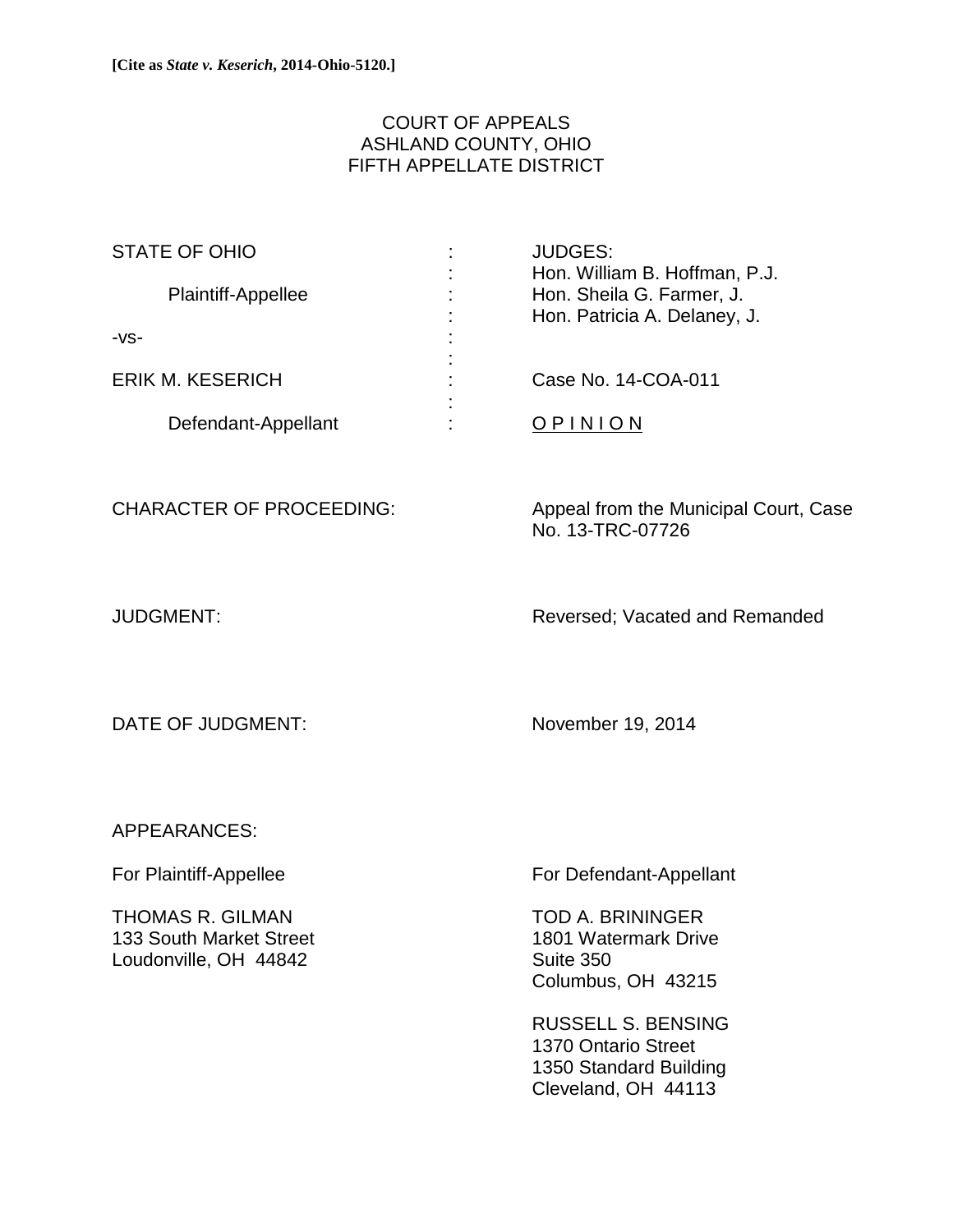**[Cite as *State v. Keserich*, 2014-Ohio-5120.]**

COURT OF APPEALS
ASHLAND COUNTY, OHIO
FIFTH APPELLATE DISTRICT

| | | |
|---|---|---|
| STATE OF OHIO | : | JUDGES: |
| | : | Hon. William B. Hoffman, P.J. |
| Plaintiff-Appellee | : | Hon. Sheila G. Farmer, J. |
| | : | Hon. Patricia A. Delaney, J. |
| -vs- | : | |
| | : | |
| ERIK M. KESERICH | : | Case No. 14-COA-011 |
| | : | |
| Defendant-Appellant | : | O P I N I O N |

CHARACTER OF PROCEEDING: Appeal from the Municipal Court, Case No. 13-TRC-07726

JUDGMENT: Reversed; Vacated and Remanded

DATE OF JUDGMENT: November 19, 2014

APPEARANCES:

For Plaintiff-Appellee

THOMAS R. GILMAN
133 South Market Street
Loudonville, OH 44842

For Defendant-Appellant

TOD A. BRININGER
1801 Watermark Drive
Suite 350
Columbus, OH 43215

RUSSELL S. BENSING
1370 Ontario Street
1350 Standard Building
Cleveland, OH 44113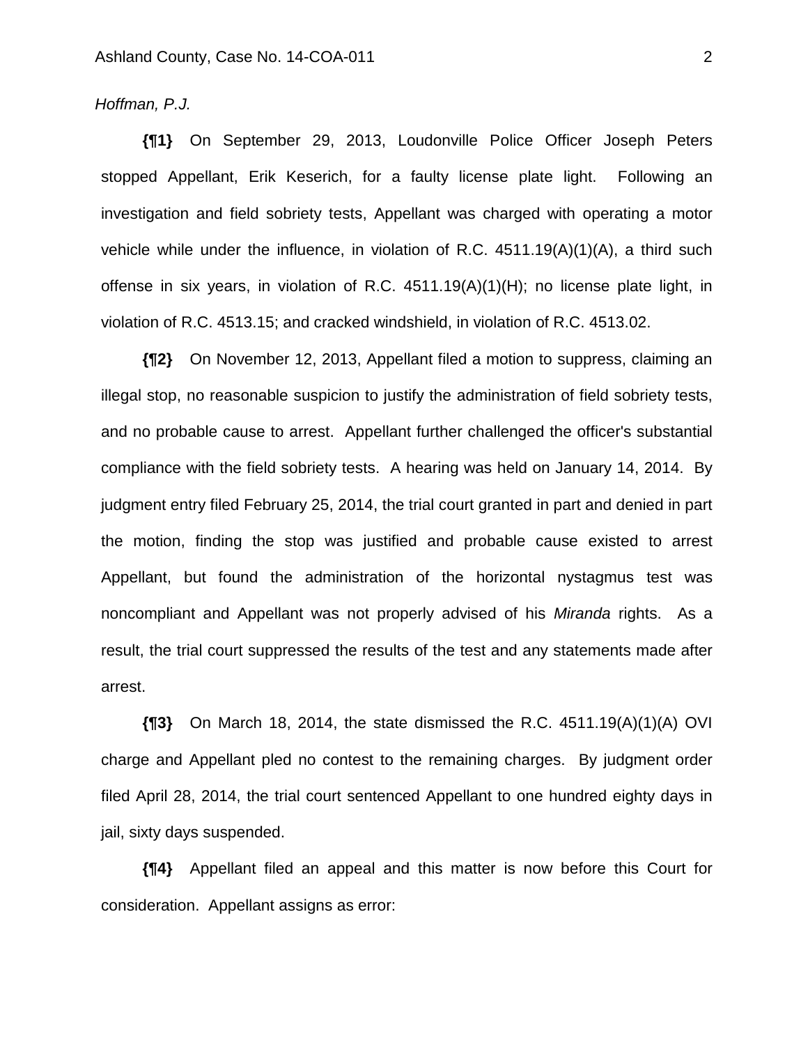*Hoffman, P.J.*

**{¶1}** On September 29, 2013, Loudonville Police Officer Joseph Peters stopped Appellant, Erik Keserich, for a faulty license plate light. Following an investigation and field sobriety tests, Appellant was charged with operating a motor vehicle while under the influence, in violation of R.C. 4511.19(A)(1)(A), a third such offense in six years, in violation of R.C. 4511.19(A)(1)(H); no license plate light, in violation of R.C. 4513.15; and cracked windshield, in violation of R.C. 4513.02.

**{¶2}** On November 12, 2013, Appellant filed a motion to suppress, claiming an illegal stop, no reasonable suspicion to justify the administration of field sobriety tests, and no probable cause to arrest. Appellant further challenged the officer's substantial compliance with the field sobriety tests. A hearing was held on January 14, 2014. By judgment entry filed February 25, 2014, the trial court granted in part and denied in part the motion, finding the stop was justified and probable cause existed to arrest Appellant, but found the administration of the horizontal nystagmus test was noncompliant and Appellant was not properly advised of his *Miranda* rights. As a result, the trial court suppressed the results of the test and any statements made after arrest.

**{¶3}** On March 18, 2014, the state dismissed the R.C. 4511.19(A)(1)(A) OVI charge and Appellant pled no contest to the remaining charges. By judgment order filed April 28, 2014, the trial court sentenced Appellant to one hundred eighty days in jail, sixty days suspended.

**{¶4}** Appellant filed an appeal and this matter is now before this Court for consideration. Appellant assigns as error: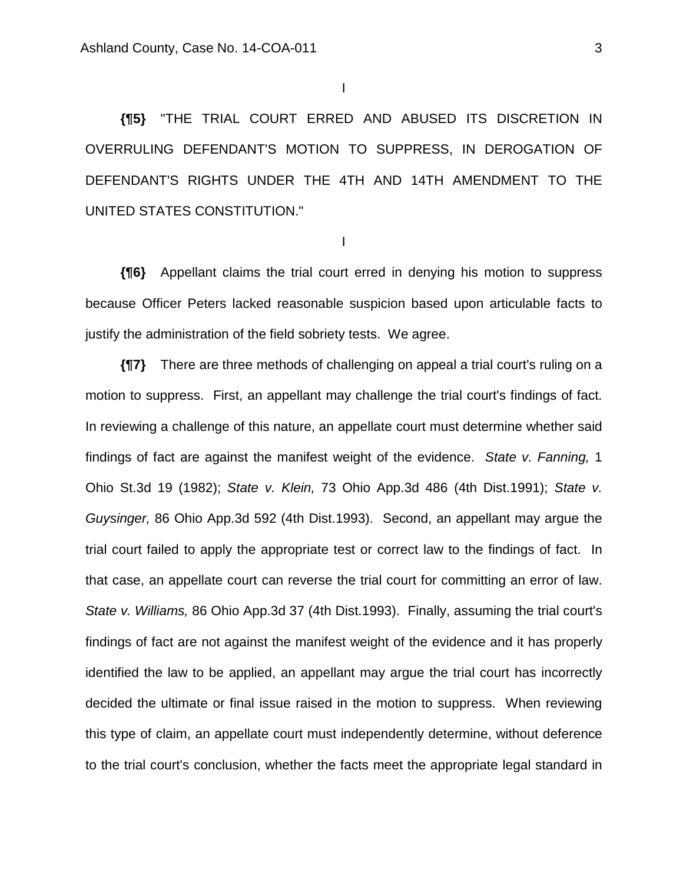I

**{¶5}** "THE TRIAL COURT ERRED AND ABUSED ITS DISCRETION IN OVERRULING DEFENDANT'S MOTION TO SUPPRESS, IN DEROGATION OF DEFENDANT'S RIGHTS UNDER THE 4TH AND 14TH AMENDMENT TO THE UNITED STATES CONSTITUTION."

I

**{¶6}** Appellant claims the trial court erred in denying his motion to suppress because Officer Peters lacked reasonable suspicion based upon articulable facts to justify the administration of the field sobriety tests. We agree.

**{¶7}** There are three methods of challenging on appeal a trial court's ruling on a motion to suppress. First, an appellant may challenge the trial court's findings of fact. In reviewing a challenge of this nature, an appellate court must determine whether said findings of fact are against the manifest weight of the evidence. *State v. Fanning,* 1 Ohio St.3d 19 (1982); *State v. Klein,* 73 Ohio App.3d 486 (4th Dist.1991); *State v. Guysinger,* 86 Ohio App.3d 592 (4th Dist.1993). Second, an appellant may argue the trial court failed to apply the appropriate test or correct law to the findings of fact. In that case, an appellate court can reverse the trial court for committing an error of law. *State v. Williams,* 86 Ohio App.3d 37 (4th Dist.1993). Finally, assuming the trial court's findings of fact are not against the manifest weight of the evidence and it has properly identified the law to be applied, an appellant may argue the trial court has incorrectly decided the ultimate or final issue raised in the motion to suppress. When reviewing this type of claim, an appellate court must independently determine, without deference to the trial court's conclusion, whether the facts meet the appropriate legal standard in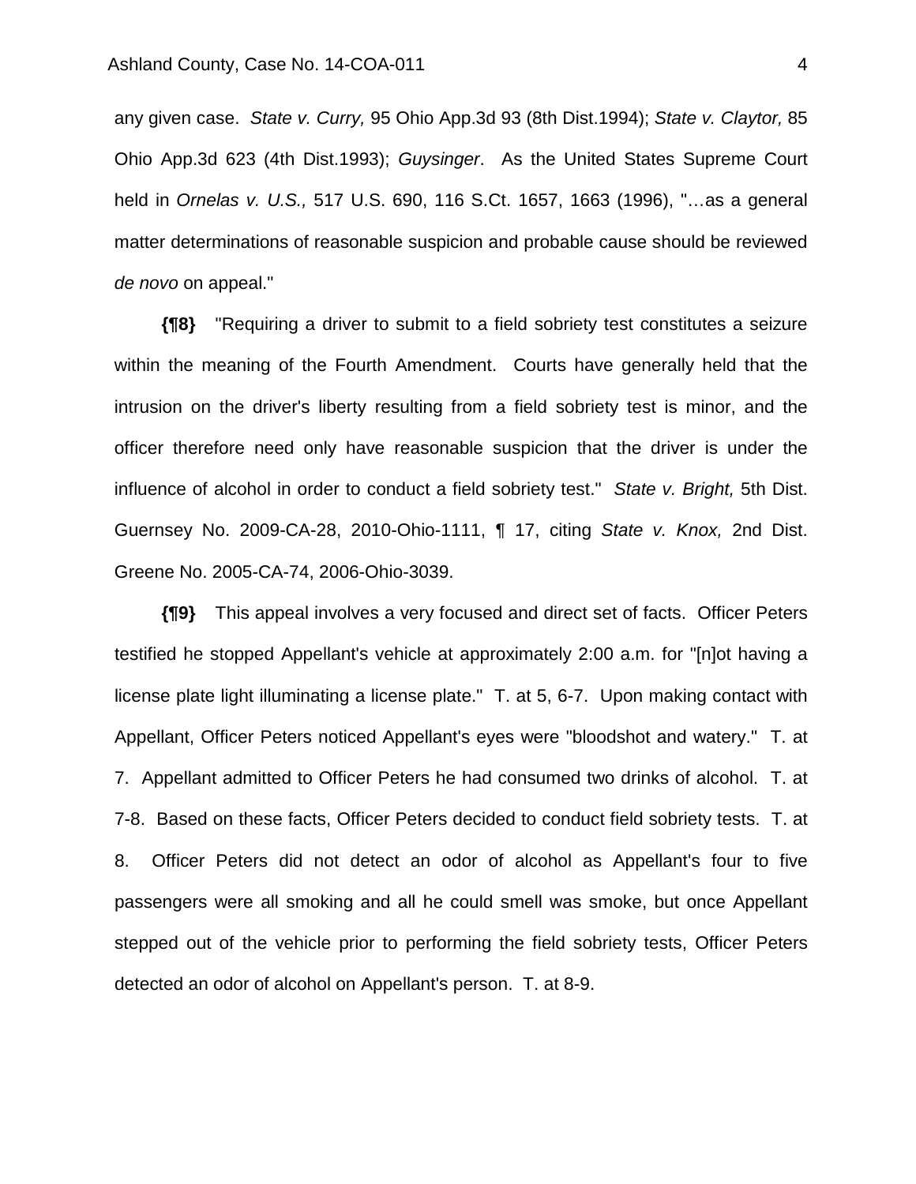any given case. *State v. Curry,* 95 Ohio App.3d 93 (8th Dist.1994); *State v. Claytor,* 85 Ohio App.3d 623 (4th Dist.1993); *Guysinger*. As the United States Supreme Court held in *Ornelas v. U.S.,* 517 U.S. 690, 116 S.Ct. 1657, 1663 (1996), "…as a general matter determinations of reasonable suspicion and probable cause should be reviewed *de novo* on appeal."

**{¶8}** "Requiring a driver to submit to a field sobriety test constitutes a seizure within the meaning of the Fourth Amendment. Courts have generally held that the intrusion on the driver's liberty resulting from a field sobriety test is minor, and the officer therefore need only have reasonable suspicion that the driver is under the influence of alcohol in order to conduct a field sobriety test." *State v. Bright,* 5th Dist. Guernsey No. 2009-CA-28, 2010-Ohio-1111, ¶ 17, citing *State v. Knox,* 2nd Dist. Greene No. 2005-CA-74, 2006-Ohio-3039.

**{¶9}** This appeal involves a very focused and direct set of facts. Officer Peters testified he stopped Appellant's vehicle at approximately 2:00 a.m. for "[n]ot having a license plate light illuminating a license plate." T. at 5, 6-7. Upon making contact with Appellant, Officer Peters noticed Appellant's eyes were "bloodshot and watery." T. at 7. Appellant admitted to Officer Peters he had consumed two drinks of alcohol. T. at 7-8. Based on these facts, Officer Peters decided to conduct field sobriety tests. T. at 8. Officer Peters did not detect an odor of alcohol as Appellant's four to five passengers were all smoking and all he could smell was smoke, but once Appellant stepped out of the vehicle prior to performing the field sobriety tests, Officer Peters detected an odor of alcohol on Appellant's person. T. at 8-9.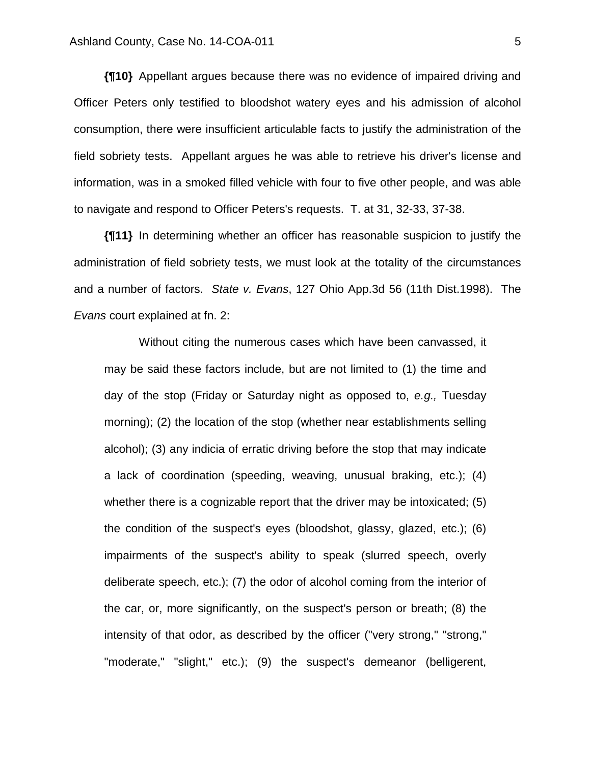**{¶10}** Appellant argues because there was no evidence of impaired driving and Officer Peters only testified to bloodshot watery eyes and his admission of alcohol consumption, there were insufficient articulable facts to justify the administration of the field sobriety tests. Appellant argues he was able to retrieve his driver's license and information, was in a smoked filled vehicle with four to five other people, and was able to navigate and respond to Officer Peters's requests. T. at 31, 32-33, 37-38.

**{¶11}** In determining whether an officer has reasonable suspicion to justify the administration of field sobriety tests, we must look at the totality of the circumstances and a number of factors. *State v. Evans*, 127 Ohio App.3d 56 (11th Dist.1998). The *Evans* court explained at fn. 2:

> Without citing the numerous cases which have been canvassed, it may be said these factors include, but are not limited to (1) the time and day of the stop (Friday or Saturday night as opposed to, *e.g.,* Tuesday morning); (2) the location of the stop (whether near establishments selling alcohol); (3) any indicia of erratic driving before the stop that may indicate a lack of coordination (speeding, weaving, unusual braking, etc.); (4) whether there is a cognizable report that the driver may be intoxicated; (5) the condition of the suspect's eyes (bloodshot, glassy, glazed, etc.); (6) impairments of the suspect's ability to speak (slurred speech, overly deliberate speech, etc.); (7) the odor of alcohol coming from the interior of the car, or, more significantly, on the suspect's person or breath; (8) the intensity of that odor, as described by the officer ("very strong," "strong," "moderate," "slight," etc.); (9) the suspect's demeanor (belligerent,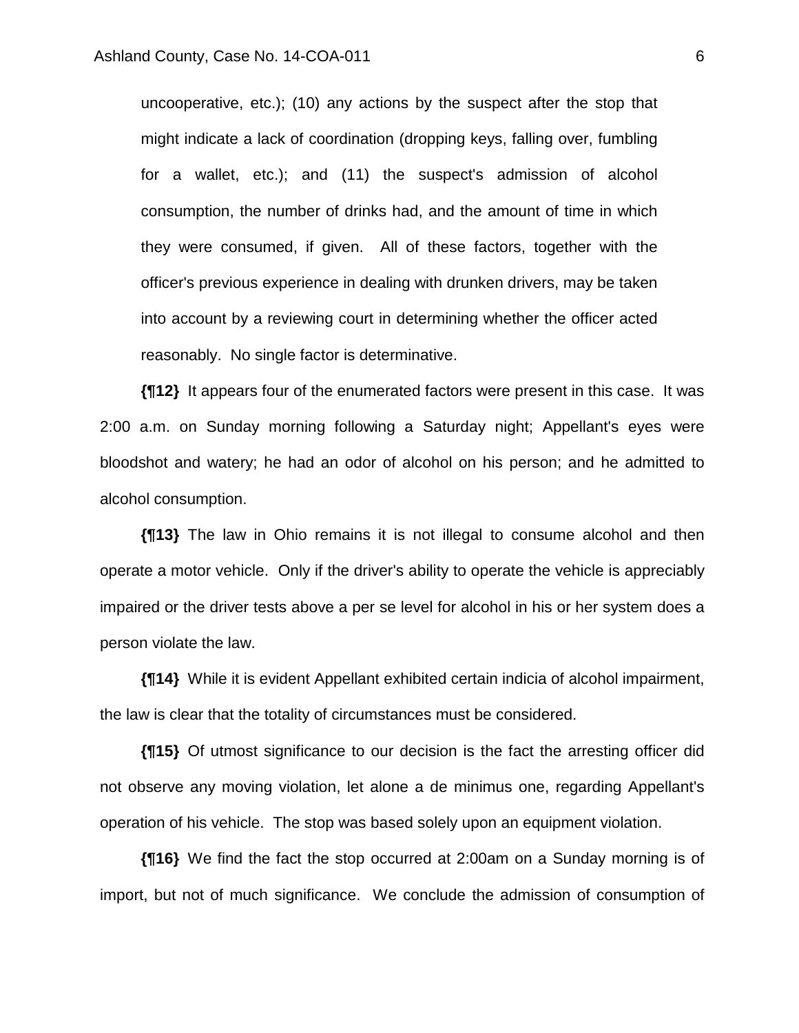> uncooperative, etc.); (10) any actions by the suspect after the stop that might indicate a lack of coordination (dropping keys, falling over, fumbling for a wallet, etc.); and (11) the suspect's admission of alcohol consumption, the number of drinks had, and the amount of time in which they were consumed, if given. All of these factors, together with the officer's previous experience in dealing with drunken drivers, may be taken into account by a reviewing court in determining whether the officer acted reasonably. No single factor is determinative.

**{¶12}** It appears four of the enumerated factors were present in this case. It was 2:00 a.m. on Sunday morning following a Saturday night; Appellant's eyes were bloodshot and watery; he had an odor of alcohol on his person; and he admitted to alcohol consumption.

**{¶13}** The law in Ohio remains it is not illegal to consume alcohol and then operate a motor vehicle. Only if the driver's ability to operate the vehicle is appreciably impaired or the driver tests above a per se level for alcohol in his or her system does a person violate the law.

**{¶14}** While it is evident Appellant exhibited certain indicia of alcohol impairment, the law is clear that the totality of circumstances must be considered.

**{¶15}** Of utmost significance to our decision is the fact the arresting officer did not observe any moving violation, let alone a de minimus one, regarding Appellant's operation of his vehicle. The stop was based solely upon an equipment violation.

**{¶16}** We find the fact the stop occurred at 2:00am on a Sunday morning is of import, but not of much significance. We conclude the admission of consumption of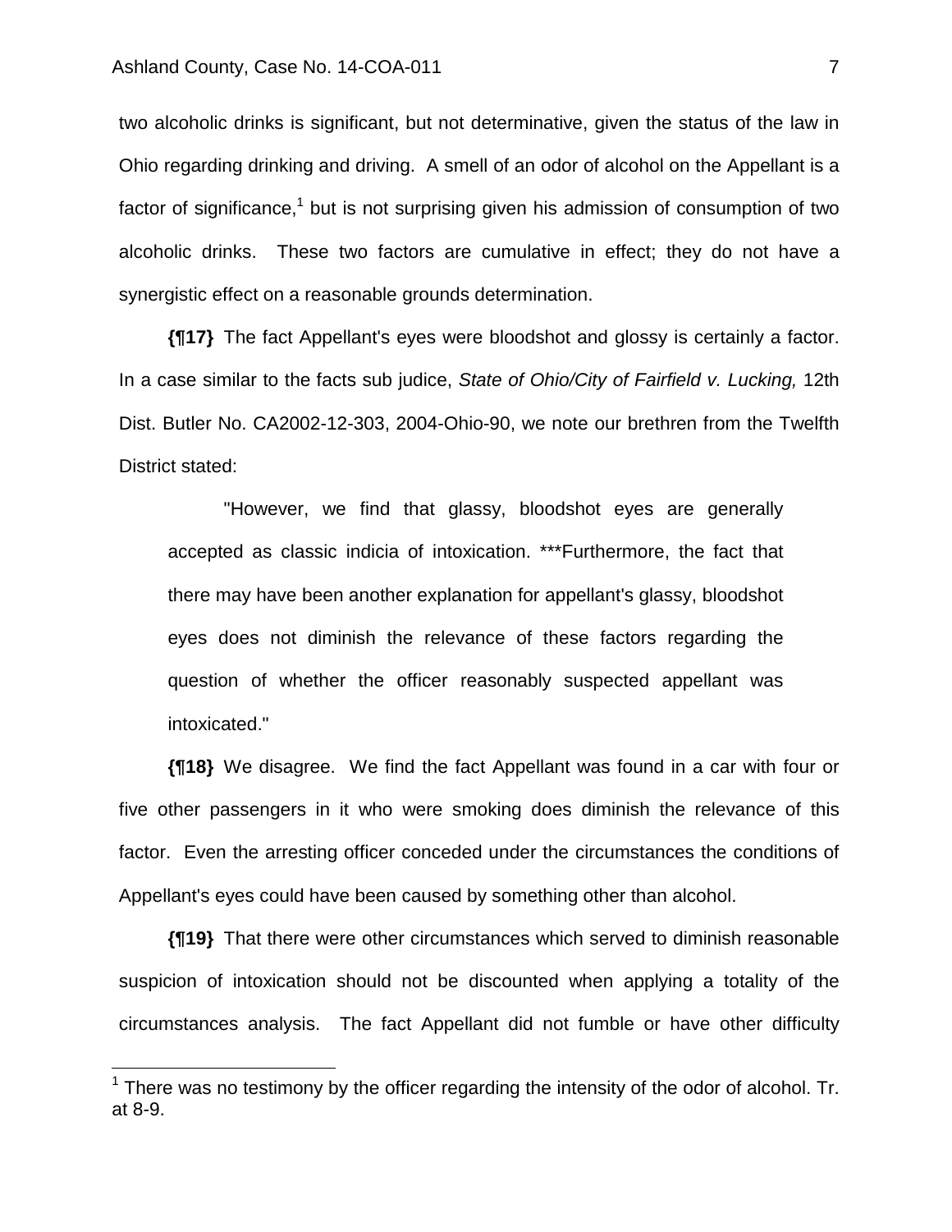two alcoholic drinks is significant, but not determinative, given the status of the law in Ohio regarding drinking and driving. A smell of an odor of alcohol on the Appellant is a factor of significance,[1] but is not surprising given his admission of consumption of two alcoholic drinks. These two factors are cumulative in effect; they do not have a synergistic effect on a reasonable grounds determination.

**{¶17}** The fact Appellant's eyes were bloodshot and glossy is certainly a factor. In a case similar to the facts sub judice, *State of Ohio/City of Fairfield v. Lucking,* 12th Dist. Butler No. CA2002-12-303, 2004-Ohio-90, we note our brethren from the Twelfth District stated:

> "However, we find that glassy, bloodshot eyes are generally accepted as classic indicia of intoxication. ***Furthermore, the fact that there may have been another explanation for appellant's glassy, bloodshot eyes does not diminish the relevance of these factors regarding the question of whether the officer reasonably suspected appellant was intoxicated."

**{¶18}** We disagree. We find the fact Appellant was found in a car with four or five other passengers in it who were smoking does diminish the relevance of this factor. Even the arresting officer conceded under the circumstances the conditions of Appellant's eyes could have been caused by something other than alcohol.

**{¶19}** That there were other circumstances which served to diminish reasonable suspicion of intoxication should not be discounted when applying a totality of the circumstances analysis. The fact Appellant did not fumble or have other difficulty

---

[1] There was no testimony by the officer regarding the intensity of the odor of alcohol. Tr. at 8-9.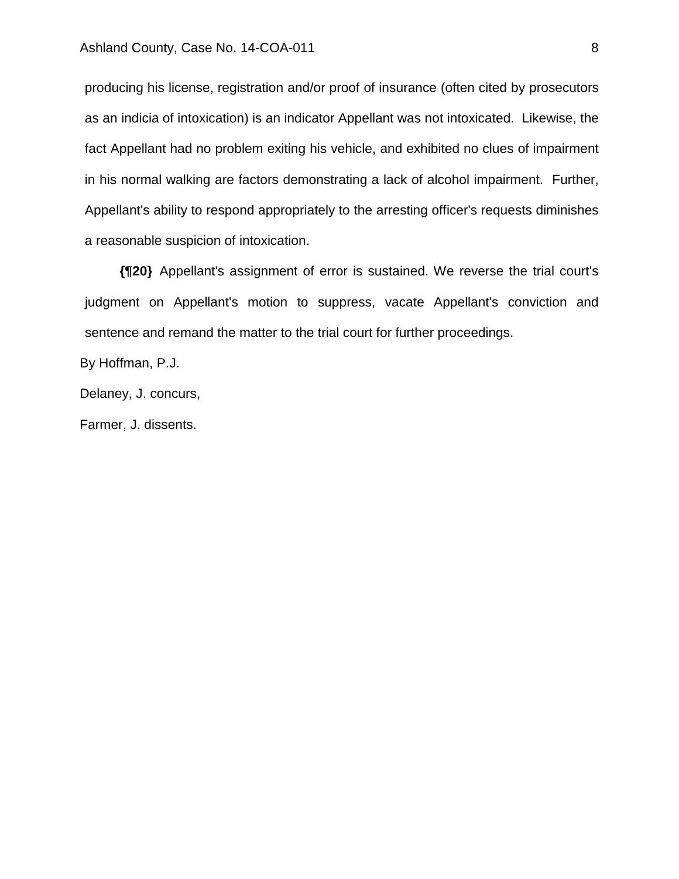producing his license, registration and/or proof of insurance (often cited by prosecutors as an indicia of intoxication) is an indicator Appellant was not intoxicated. Likewise, the fact Appellant had no problem exiting his vehicle, and exhibited no clues of impairment in his normal walking are factors demonstrating a lack of alcohol impairment. Further, Appellant's ability to respond appropriately to the arresting officer's requests diminishes a reasonable suspicion of intoxication.

**{¶20}** Appellant's assignment of error is sustained. We reverse the trial court's judgment on Appellant's motion to suppress, vacate Appellant's conviction and sentence and remand the matter to the trial court for further proceedings.

By Hoffman, P.J.

Delaney, J. concurs,

Farmer, J. dissents.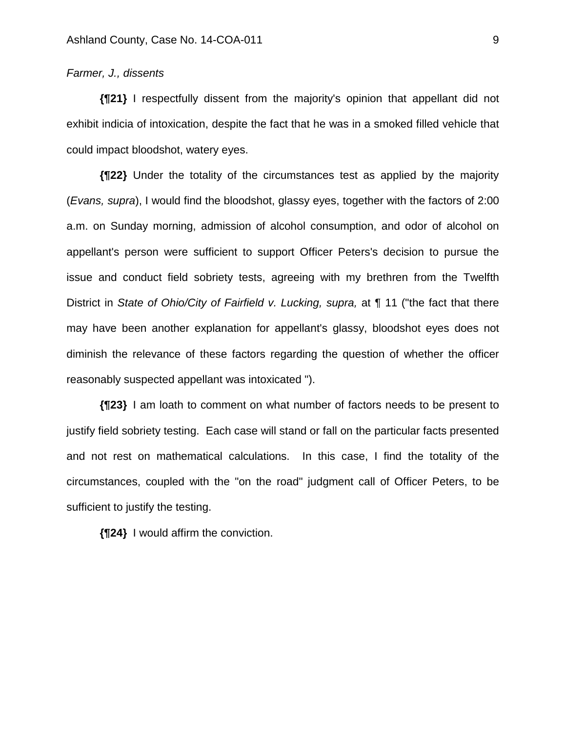*Farmer, J., dissents*

**{¶21}** I respectfully dissent from the majority's opinion that appellant did not exhibit indicia of intoxication, despite the fact that he was in a smoked filled vehicle that could impact bloodshot, watery eyes.

**{¶22}** Under the totality of the circumstances test as applied by the majority (*Evans, supra*), I would find the bloodshot, glassy eyes, together with the factors of 2:00 a.m. on Sunday morning, admission of alcohol consumption, and odor of alcohol on appellant's person were sufficient to support Officer Peters's decision to pursue the issue and conduct field sobriety tests, agreeing with my brethren from the Twelfth District in *State of Ohio/City of Fairfield v. Lucking, supra,* at ¶ 11 ("the fact that there may have been another explanation for appellant's glassy, bloodshot eyes does not diminish the relevance of these factors regarding the question of whether the officer reasonably suspected appellant was intoxicated ").

**{¶23}** I am loath to comment on what number of factors needs to be present to justify field sobriety testing. Each case will stand or fall on the particular facts presented and not rest on mathematical calculations. In this case, I find the totality of the circumstances, coupled with the "on the road" judgment call of Officer Peters, to be sufficient to justify the testing.

**{¶24}** I would affirm the conviction.